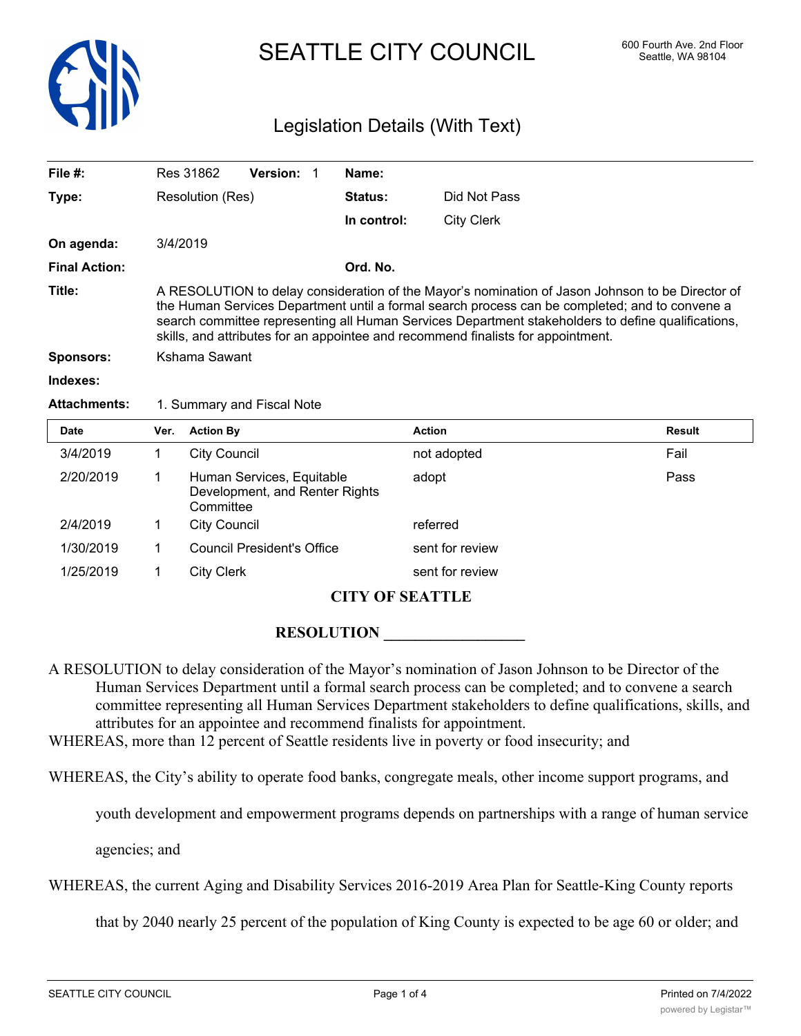# SEATTLE CITY COUNCIL

600 Fourth Ave. 2nd Floor
Seattle, WA 98104

## Legislation Details (With Text)

| | | | |
|---|---|---|---|
| **File #:** | Res 31862 **Version:** 1 | **Name:** | |
| **Type:** | Resolution (Res) | **Status:** | Did Not Pass |
| | | **In control:** | City Clerk |
| **On agenda:** | 3/4/2019 | | |
| **Final Action:** | | **Ord. No.** | |

**Title:** A RESOLUTION to delay consideration of the Mayor's nomination of Jason Johnson to be Director of the Human Services Department until a formal search process can be completed; and to convene a search committee representing all Human Services Department stakeholders to define qualifications, skills, and attributes for an appointee and recommend finalists for appointment.

**Sponsors:** Kshama Sawant

**Indexes:**

**Attachments:** 1. Summary and Fiscal Note

| Date | Ver. | Action By | Action | Result |
|---|---|---|---|---|
| 3/4/2019 | 1 | City Council | not adopted | Fail |
| 2/20/2019 | 1 | Human Services, Equitable Development, and Renter Rights Committee | adopt | Pass |
| 2/4/2019 | 1 | City Council | referred | |
| 1/30/2019 | 1 | Council President's Office | sent for review | |
| 1/25/2019 | 1 | City Clerk | sent for review | |

**CITY OF SEATTLE**

**RESOLUTION __________________**

A RESOLUTION to delay consideration of the Mayor's nomination of Jason Johnson to be Director of the Human Services Department until a formal search process can be completed; and to convene a search committee representing all Human Services Department stakeholders to define qualifications, skills, and attributes for an appointee and recommend finalists for appointment.

WHEREAS, more than 12 percent of Seattle residents live in poverty or food insecurity; and

WHEREAS, the City's ability to operate food banks, congregate meals, other income support programs, and youth development and empowerment programs depends on partnerships with a range of human service agencies; and

WHEREAS, the current Aging and Disability Services 2016-2019 Area Plan for Seattle-King County reports that by 2040 nearly 25 percent of the population of King County is expected to be age 60 or older; and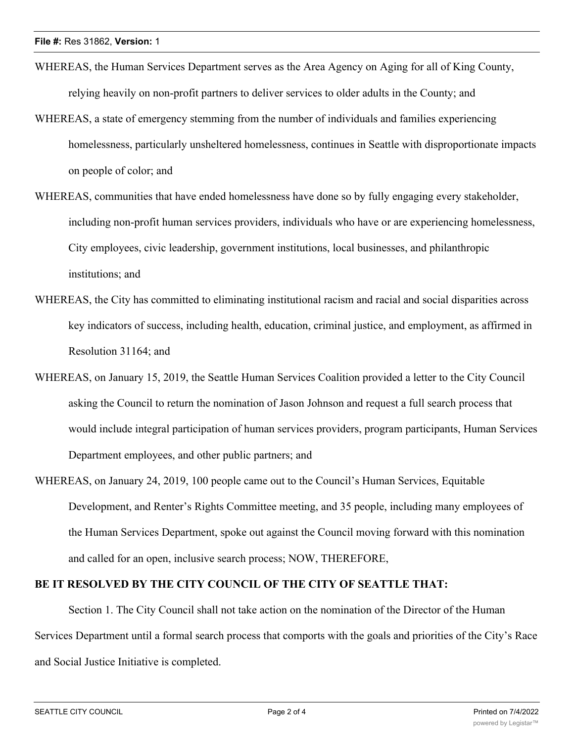WHEREAS, the Human Services Department serves as the Area Agency on Aging for all of King County, relying heavily on non-profit partners to deliver services to older adults in the County; and

WHEREAS, a state of emergency stemming from the number of individuals and families experiencing homelessness, particularly unsheltered homelessness, continues in Seattle with disproportionate impacts on people of color; and

WHEREAS, communities that have ended homelessness have done so by fully engaging every stakeholder, including non-profit human services providers, individuals who have or are experiencing homelessness, City employees, civic leadership, government institutions, local businesses, and philanthropic institutions; and

WHEREAS, the City has committed to eliminating institutional racism and racial and social disparities across key indicators of success, including health, education, criminal justice, and employment, as affirmed in Resolution 31164; and

WHEREAS, on January 15, 2019, the Seattle Human Services Coalition provided a letter to the City Council asking the Council to return the nomination of Jason Johnson and request a full search process that would include integral participation of human services providers, program participants, Human Services Department employees, and other public partners; and

WHEREAS, on January 24, 2019, 100 people came out to the Council's Human Services, Equitable Development, and Renter's Rights Committee meeting, and 35 people, including many employees of the Human Services Department, spoke out against the Council moving forward with this nomination and called for an open, inclusive search process; NOW, THEREFORE,

**BE IT RESOLVED BY THE CITY COUNCIL OF THE CITY OF SEATTLE THAT:**

Section 1. The City Council shall not take action on the nomination of the Director of the Human Services Department until a formal search process that comports with the goals and priorities of the City's Race and Social Justice Initiative is completed.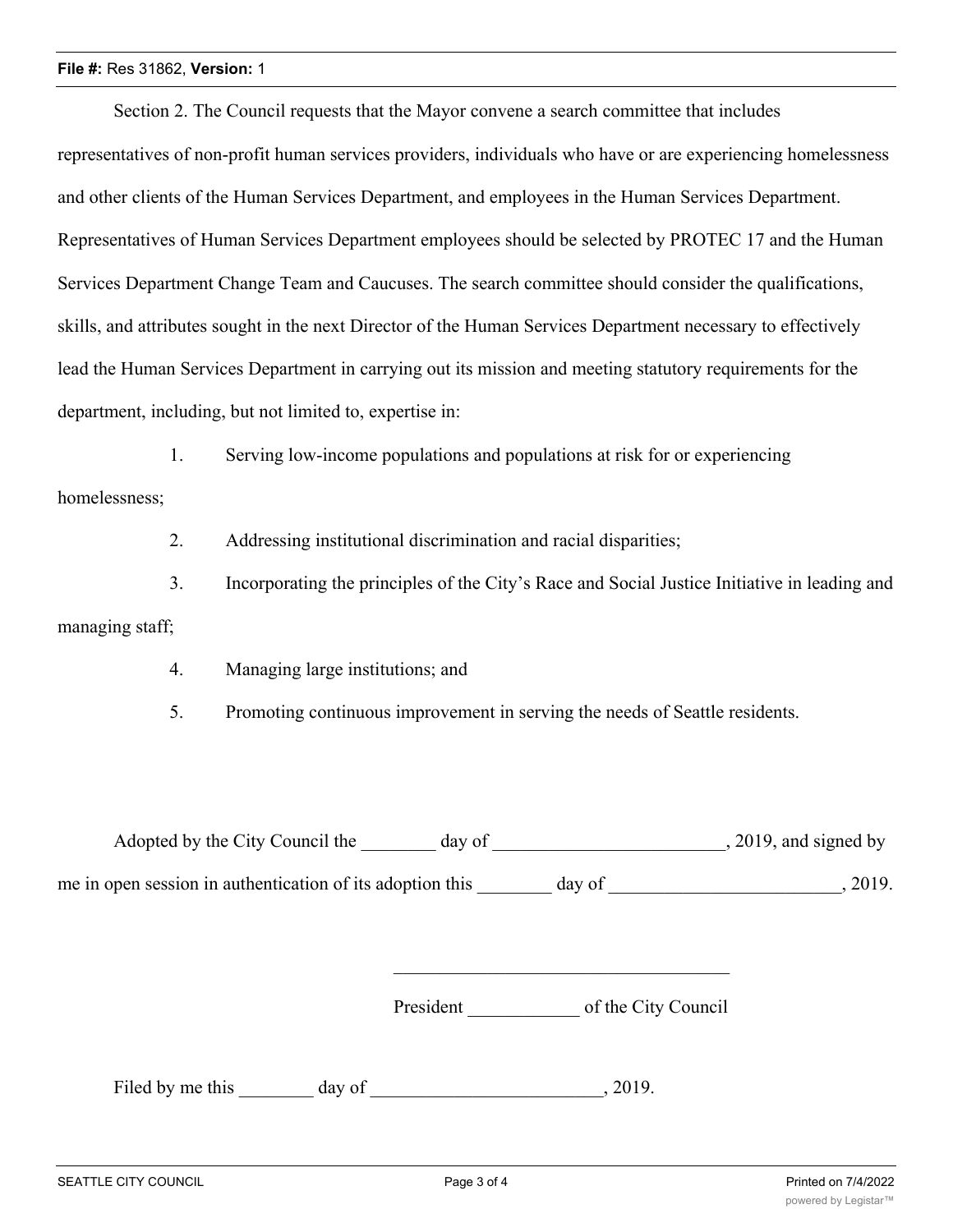Section 2. The Council requests that the Mayor convene a search committee that includes representatives of non-profit human services providers, individuals who have or are experiencing homelessness and other clients of the Human Services Department, and employees in the Human Services Department. Representatives of Human Services Department employees should be selected by PROTEC 17 and the Human Services Department Change Team and Caucuses. The search committee should consider the qualifications, skills, and attributes sought in the next Director of the Human Services Department necessary to effectively lead the Human Services Department in carrying out its mission and meeting statutory requirements for the department, including, but not limited to, expertise in:

1. Serving low-income populations and populations at risk for or experiencing homelessness;
2. Addressing institutional discrimination and racial disparities;
3. Incorporating the principles of the City's Race and Social Justice Initiative in leading and managing staff;
4. Managing large institutions; and
5. Promoting continuous improvement in serving the needs of Seattle residents.

Adopted by the City Council the ________ day of _________________________, 2019, and signed by me in open session in authentication of its adoption this ________ day of _________________________, 2019.

_____________________________________

President ____________ of the City Council

Filed by me this ________ day of _________________________, 2019.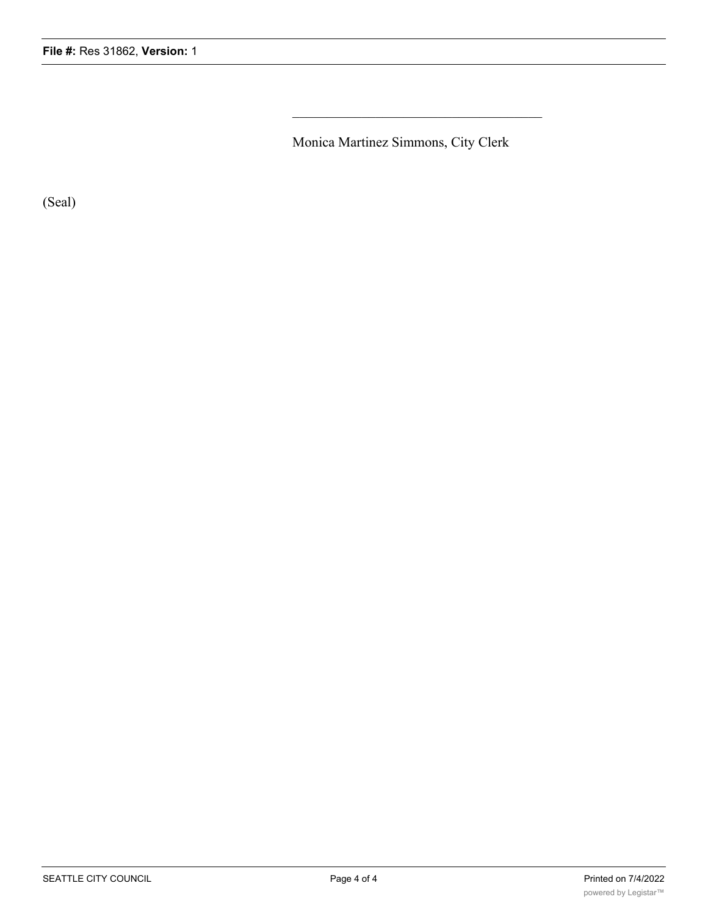\_\_\_\_\_\_\_\_\_\_\_\_\_\_\_\_\_\_\_\_\_\_\_\_\_\_\_\_\_\_\_\_\_\_\_\_\_\_\_\_

Monica Martinez Simmons, City Clerk

(Seal)